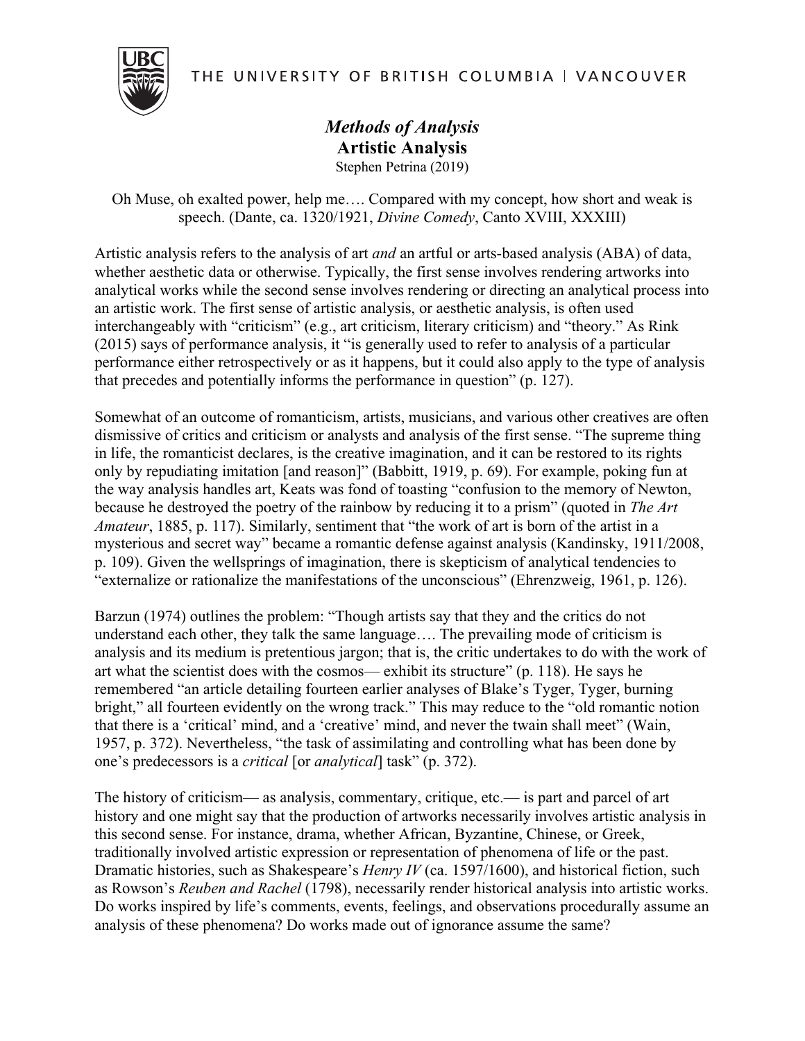THE UNIVERSITY OF BRITISH COLUMBIA | VANCOUVER

# *Methods of Analysis*
## **Artistic Analysis**

Stephen Petrina (2019)

Oh Muse, oh exalted power, help me…. Compared with my concept, how short and weak is speech. (Dante, ca. 1320/1921, *Divine Comedy*, Canto XVIII, XXXIII)

Artistic analysis refers to the analysis of art *and* an artful or arts-based analysis (ABA) of data, whether aesthetic data or otherwise. Typically, the first sense involves rendering artworks into analytical works while the second sense involves rendering or directing an analytical process into an artistic work. The first sense of artistic analysis, or aesthetic analysis, is often used interchangeably with "criticism" (e.g., art criticism, literary criticism) and "theory." As Rink (2015) says of performance analysis, it "is generally used to refer to analysis of a particular performance either retrospectively or as it happens, but it could also apply to the type of analysis that precedes and potentially informs the performance in question" (p. 127).

Somewhat of an outcome of romanticism, artists, musicians, and various other creatives are often dismissive of critics and criticism or analysts and analysis of the first sense. "The supreme thing in life, the romanticist declares, is the creative imagination, and it can be restored to its rights only by repudiating imitation [and reason]" (Babbitt, 1919, p. 69). For example, poking fun at the way analysis handles art, Keats was fond of toasting "confusion to the memory of Newton, because he destroyed the poetry of the rainbow by reducing it to a prism" (quoted in *The Art Amateur*, 1885, p. 117). Similarly, sentiment that "the work of art is born of the artist in a mysterious and secret way" became a romantic defense against analysis (Kandinsky, 1911/2008, p. 109). Given the wellsprings of imagination, there is skepticism of analytical tendencies to "externalize or rationalize the manifestations of the unconscious" (Ehrenzweig, 1961, p. 126).

Barzun (1974) outlines the problem: "Though artists say that they and the critics do not understand each other, they talk the same language…. The prevailing mode of criticism is analysis and its medium is pretentious jargon; that is, the critic undertakes to do with the work of art what the scientist does with the cosmos— exhibit its structure" (p. 118). He says he remembered "an article detailing fourteen earlier analyses of Blake's Tyger, Tyger, burning bright," all fourteen evidently on the wrong track." This may reduce to the "old romantic notion that there is a 'critical' mind, and a 'creative' mind, and never the twain shall meet" (Wain, 1957, p. 372). Nevertheless, "the task of assimilating and controlling what has been done by one's predecessors is a *critical* [or *analytical*] task" (p. 372).

The history of criticism— as analysis, commentary, critique, etc.— is part and parcel of art history and one might say that the production of artworks necessarily involves artistic analysis in this second sense. For instance, drama, whether African, Byzantine, Chinese, or Greek, traditionally involved artistic expression or representation of phenomena of life or the past. Dramatic histories, such as Shakespeare's *Henry IV* (ca. 1597/1600), and historical fiction, such as Rowson's *Reuben and Rachel* (1798), necessarily render historical analysis into artistic works. Do works inspired by life's comments, events, feelings, and observations procedurally assume an analysis of these phenomena? Do works made out of ignorance assume the same?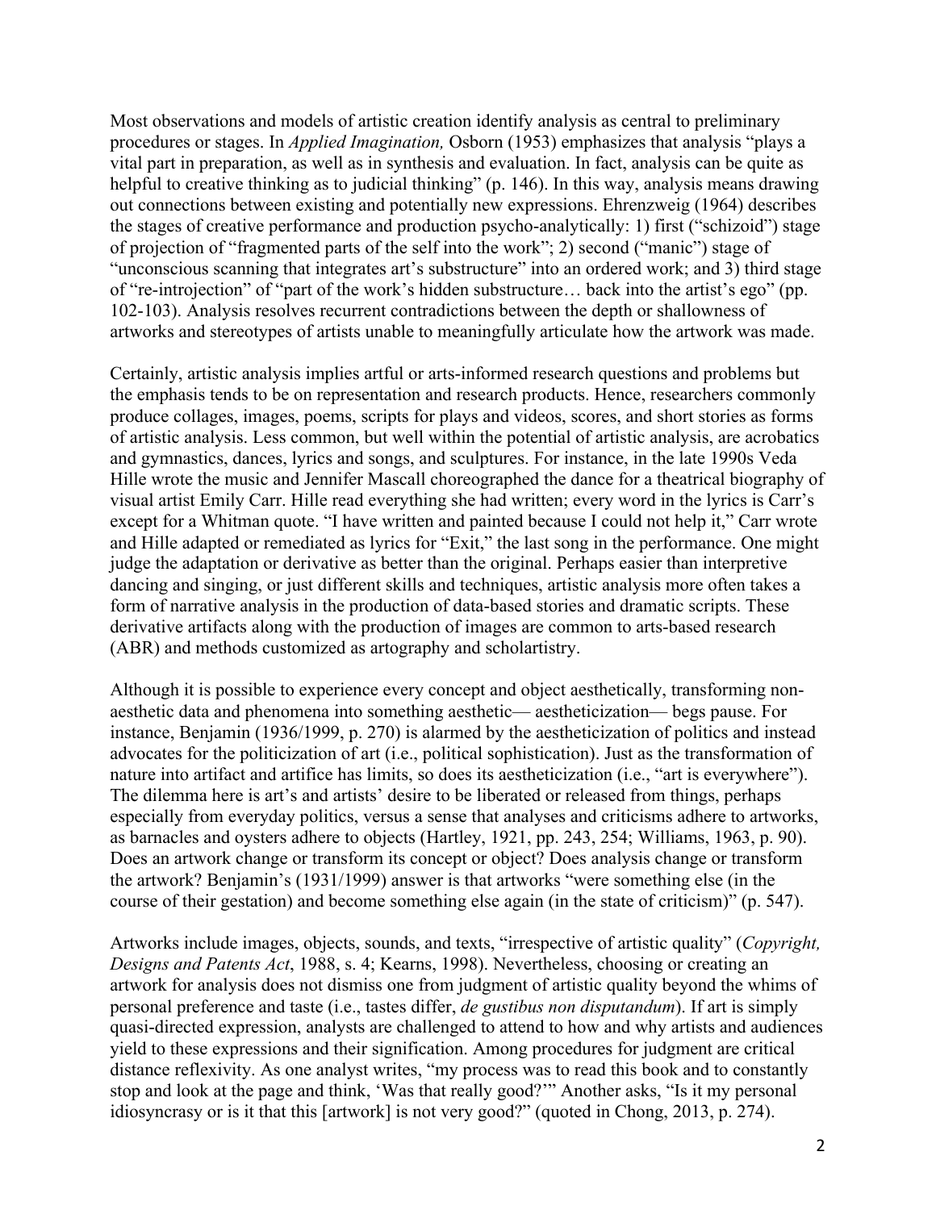Most observations and models of artistic creation identify analysis as central to preliminary procedures or stages. In *Applied Imagination,* Osborn (1953) emphasizes that analysis "plays a vital part in preparation, as well as in synthesis and evaluation. In fact, analysis can be quite as helpful to creative thinking as to judicial thinking" (p. 146). In this way, analysis means drawing out connections between existing and potentially new expressions. Ehrenzweig (1964) describes the stages of creative performance and production psycho-analytically: 1) first ("schizoid") stage of projection of "fragmented parts of the self into the work"; 2) second ("manic") stage of "unconscious scanning that integrates art's substructure" into an ordered work; and 3) third stage of "re-introjection" of "part of the work's hidden substructure… back into the artist's ego" (pp. 102-103). Analysis resolves recurrent contradictions between the depth or shallowness of artworks and stereotypes of artists unable to meaningfully articulate how the artwork was made.

Certainly, artistic analysis implies artful or arts-informed research questions and problems but the emphasis tends to be on representation and research products. Hence, researchers commonly produce collages, images, poems, scripts for plays and videos, scores, and short stories as forms of artistic analysis. Less common, but well within the potential of artistic analysis, are acrobatics and gymnastics, dances, lyrics and songs, and sculptures. For instance, in the late 1990s Veda Hille wrote the music and Jennifer Mascall choreographed the dance for a theatrical biography of visual artist Emily Carr. Hille read everything she had written; every word in the lyrics is Carr's except for a Whitman quote. "I have written and painted because I could not help it," Carr wrote and Hille adapted or remediated as lyrics for "Exit," the last song in the performance. One might judge the adaptation or derivative as better than the original. Perhaps easier than interpretive dancing and singing, or just different skills and techniques, artistic analysis more often takes a form of narrative analysis in the production of data-based stories and dramatic scripts. These derivative artifacts along with the production of images are common to arts-based research (ABR) and methods customized as artography and scholartistry.

Although it is possible to experience every concept and object aesthetically, transforming non-aesthetic data and phenomena into something aesthetic— aestheticization— begs pause. For instance, Benjamin (1936/1999, p. 270) is alarmed by the aestheticization of politics and instead advocates for the politicization of art (i.e., political sophistication). Just as the transformation of nature into artifact and artifice has limits, so does its aestheticization (i.e., "art is everywhere"). The dilemma here is art's and artists' desire to be liberated or released from things, perhaps especially from everyday politics, versus a sense that analyses and criticisms adhere to artworks, as barnacles and oysters adhere to objects (Hartley, 1921, pp. 243, 254; Williams, 1963, p. 90). Does an artwork change or transform its concept or object? Does analysis change or transform the artwork? Benjamin's (1931/1999) answer is that artworks "were something else (in the course of their gestation) and become something else again (in the state of criticism)" (p. 547).

Artworks include images, objects, sounds, and texts, "irrespective of artistic quality" (*Copyright, Designs and Patents Act*, 1988, s. 4; Kearns, 1998). Nevertheless, choosing or creating an artwork for analysis does not dismiss one from judgment of artistic quality beyond the whims of personal preference and taste (i.e., tastes differ, *de gustibus non disputandum*). If art is simply quasi-directed expression, analysts are challenged to attend to how and why artists and audiences yield to these expressions and their signification. Among procedures for judgment are critical distance reflexivity. As one analyst writes, "my process was to read this book and to constantly stop and look at the page and think, 'Was that really good?'" Another asks, "Is it my personal idiosyncrasy or is it that this [artwork] is not very good?" (quoted in Chong, 2013, p. 274).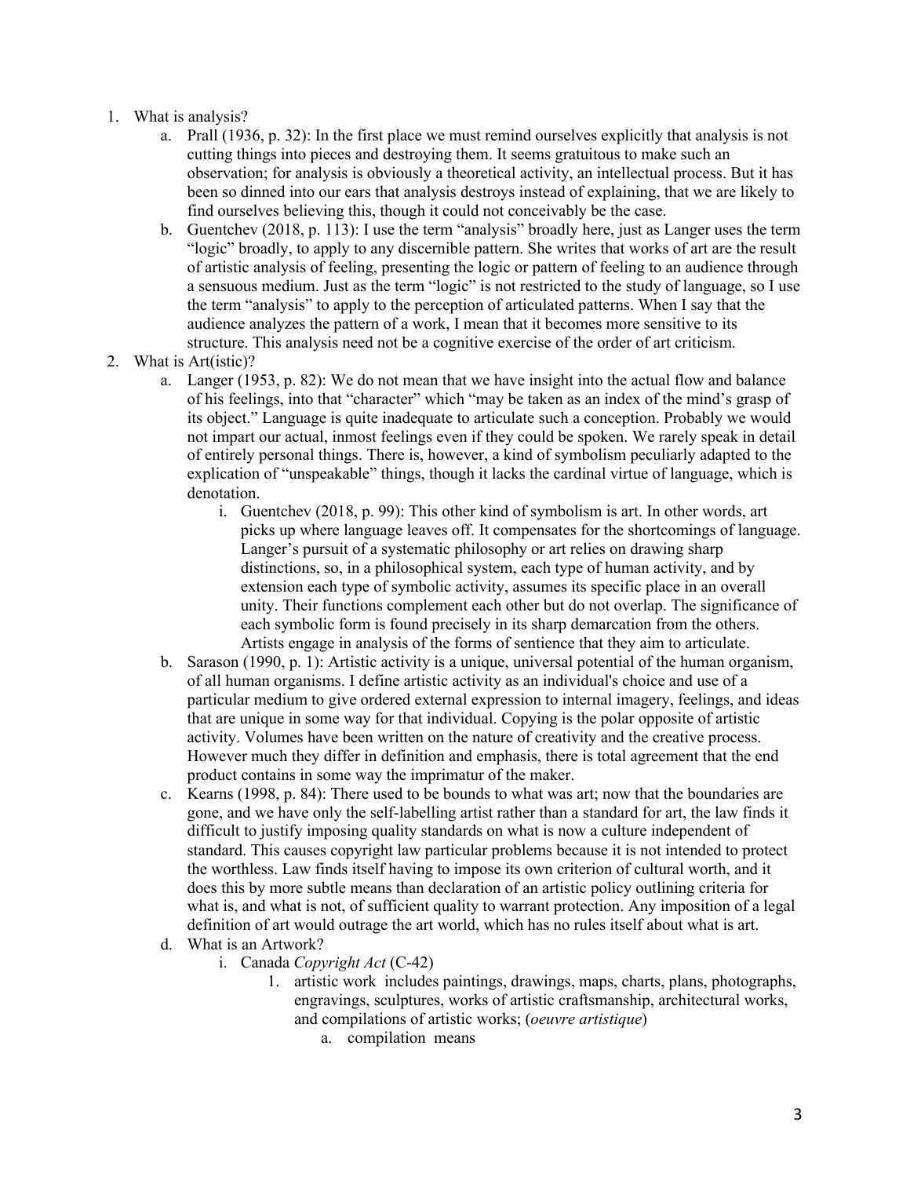1. What is analysis?
    a. Prall (1936, p. 32): In the first place we must remind ourselves explicitly that analysis is not cutting things into pieces and destroying them. It seems gratuitous to make such an observation; for analysis is obviously a theoretical activity, an intellectual process. But it has been so dinned into our ears that analysis destroys instead of explaining, that we are likely to find ourselves believing this, though it could not conceivably be the case.
    b. Guentchev (2018, p. 113): I use the term "analysis" broadly here, just as Langer uses the term "logic" broadly, to apply to any discernible pattern. She writes that works of art are the result of artistic analysis of feeling, presenting the logic or pattern of feeling to an audience through a sensuous medium. Just as the term "logic" is not restricted to the study of language, so I use the term "analysis" to apply to the perception of articulated patterns. When I say that the audience analyzes the pattern of a work, I mean that it becomes more sensitive to its structure. This analysis need not be a cognitive exercise of the order of art criticism.
2. What is Art(istic)?
    a. Langer (1953, p. 82): We do not mean that we have insight into the actual flow and balance of his feelings, into that "character" which "may be taken as an index of the mind's grasp of its object." Language is quite inadequate to articulate such a conception. Probably we would not impart our actual, inmost feelings even if they could be spoken. We rarely speak in detail of entirely personal things. There is, however, a kind of symbolism peculiarly adapted to the explication of "unspeakable" things, though it lacks the cardinal virtue of language, which is denotation.
        i. Guentchev (2018, p. 99): This other kind of symbolism is art. In other words, art picks up where language leaves off. It compensates for the shortcomings of language. Langer's pursuit of a systematic philosophy or art relies on drawing sharp distinctions, so, in a philosophical system, each type of human activity, and by extension each type of symbolic activity, assumes its specific place in an overall unity. Their functions complement each other but do not overlap. The significance of each symbolic form is found precisely in its sharp demarcation from the others. Artists engage in analysis of the forms of sentience that they aim to articulate.
    b. Sarason (1990, p. 1): Artistic activity is a unique, universal potential of the human organism, of all human organisms. I define artistic activity as an individual's choice and use of a particular medium to give ordered external expression to internal imagery, feelings, and ideas that are unique in some way for that individual. Copying is the polar opposite of artistic activity. Volumes have been written on the nature of creativity and the creative process. However much they differ in definition and emphasis, there is total agreement that the end product contains in some way the imprimatur of the maker.
    c. Kearns (1998, p. 84): There used to be bounds to what was art; now that the boundaries are gone, and we have only the self-labelling artist rather than a standard for art, the law finds it difficult to justify imposing quality standards on what is now a culture independent of standard. This causes copyright law particular problems because it is not intended to protect the worthless. Law finds itself having to impose its own criterion of cultural worth, and it does this by more subtle means than declaration of an artistic policy outlining criteria for what is, and what is not, of sufficient quality to warrant protection. Any imposition of a legal definition of art would outrage the art world, which has no rules itself about what is art.
    d. What is an Artwork?
        i. Canada *Copyright Act* (C-42)
            1. artistic work includes paintings, drawings, maps, charts, plans, photographs, engravings, sculptures, works of artistic craftsmanship, architectural works, and compilations of artistic works; (*oeuvre artistique*)
                a. compilation means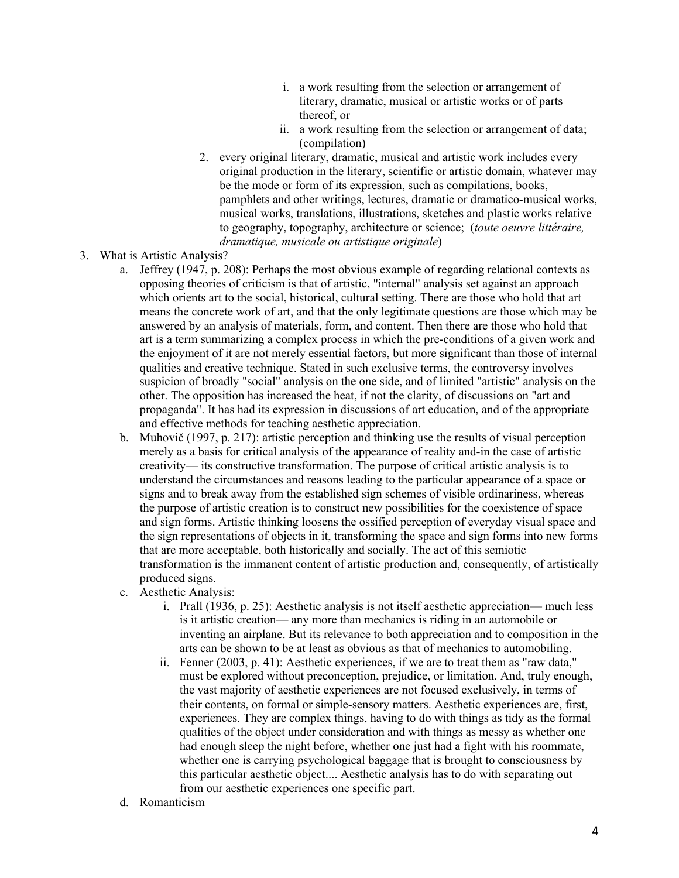i. a work resulting from the selection or arrangement of literary, dramatic, musical or artistic works or of parts thereof, or
      ii. a work resulting from the selection or arrangement of data; (compilation)
   2. every original literary, dramatic, musical and artistic work includes every original production in the literary, scientific or artistic domain, whatever may be the mode or form of its expression, such as compilations, books, pamphlets and other writings, lectures, dramatic or dramatico-musical works, musical works, translations, illustrations, sketches and plastic works relative to geography, topography, architecture or science; (*toute oeuvre littéraire, dramatique, musicale ou artistique originale*)

3. What is Artistic Analysis?
   a. Jeffrey (1947, p. 208): Perhaps the most obvious example of regarding relational contexts as opposing theories of criticism is that of artistic, "internal" analysis set against an approach which orients art to the social, historical, cultural setting. There are those who hold that art means the concrete work of art, and that the only legitimate questions are those which may be answered by an analysis of materials, form, and content. Then there are those who hold that art is a term summarizing a complex process in which the pre-conditions of a given work and the enjoyment of it are not merely essential factors, but more significant than those of internal qualities and creative technique. Stated in such exclusive terms, the controversy involves suspicion of broadly "social" analysis on the one side, and of limited "artistic" analysis on the other. The opposition has increased the heat, if not the clarity, of discussions on "art and propaganda". It has had its expression in discussions of art education, and of the appropriate and effective methods for teaching aesthetic appreciation.
   b. Muhovič (1997, p. 217): artistic perception and thinking use the results of visual perception merely as a basis for critical analysis of the appearance of reality and-in the case of artistic creativity— its constructive transformation. The purpose of critical artistic analysis is to understand the circumstances and reasons leading to the particular appearance of a space or signs and to break away from the established sign schemes of visible ordinariness, whereas the purpose of artistic creation is to construct new possibilities for the coexistence of space and sign forms. Artistic thinking loosens the ossified perception of everyday visual space and the sign representations of objects in it, transforming the space and sign forms into new forms that are more acceptable, both historically and socially. The act of this semiotic transformation is the immanent content of artistic production and, consequently, of artistically produced signs.
   c. Aesthetic Analysis:
      i. Prall (1936, p. 25): Aesthetic analysis is not itself aesthetic appreciation— much less is it artistic creation— any more than mechanics is riding in an automobile or inventing an airplane. But its relevance to both appreciation and to composition in the arts can be shown to be at least as obvious as that of mechanics to automobiling.
      ii. Fenner (2003, p. 41): Aesthetic experiences, if we are to treat them as "raw data," must be explored without preconception, prejudice, or limitation. And, truly enough, the vast majority of aesthetic experiences are not focused exclusively, in terms of their contents, on formal or simple-sensory matters. Aesthetic experiences are, first, experiences. They are complex things, having to do with things as tidy as the formal qualities of the object under consideration and with things as messy as whether one had enough sleep the night before, whether one just had a fight with his roommate, whether one is carrying psychological baggage that is brought to consciousness by this particular aesthetic object.... Aesthetic analysis has to do with separating out from our aesthetic experiences one specific part.
   d. Romanticism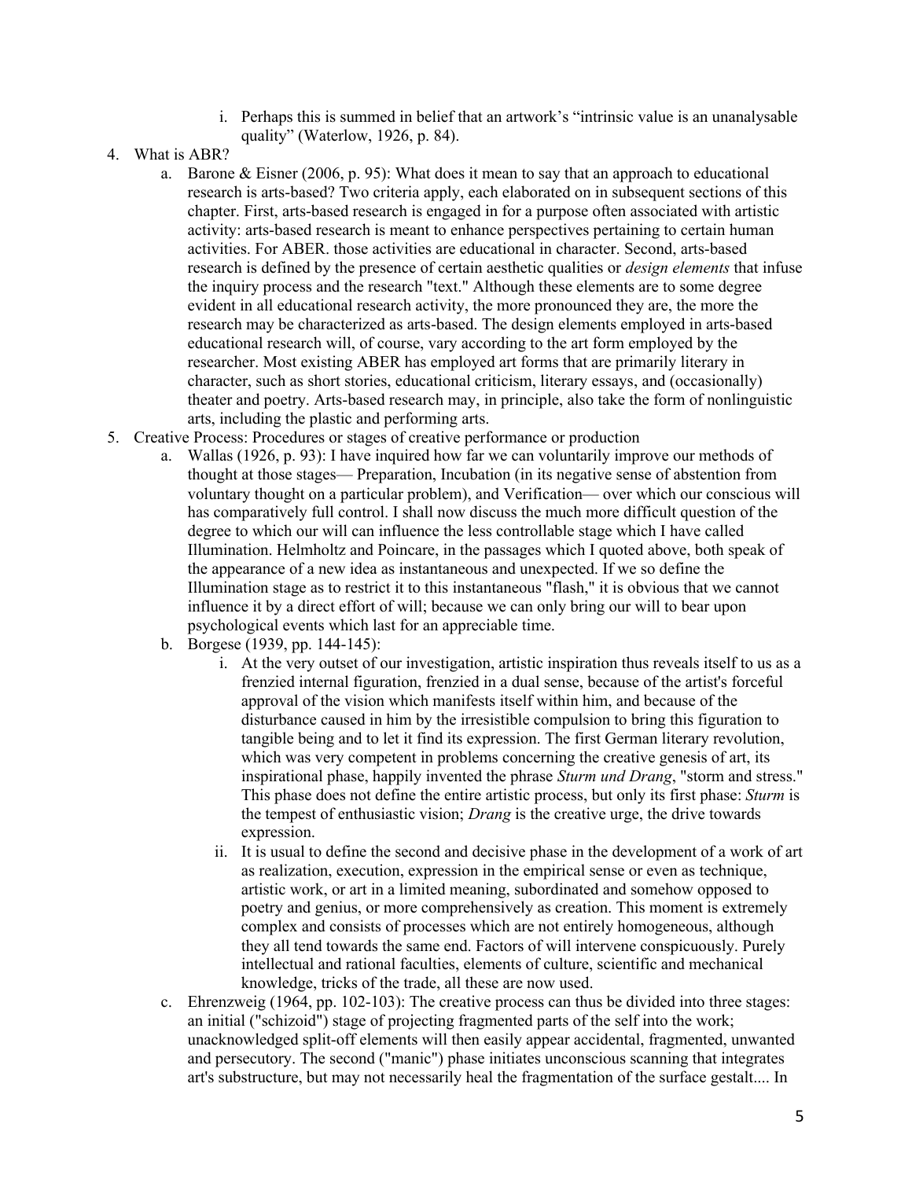i. Perhaps this is summed in belief that an artwork's "intrinsic value is an unanalysable quality" (Waterlow, 1926, p. 84).

4. What is ABR?
   a. Barone & Eisner (2006, p. 95): What does it mean to say that an approach to educational research is arts-based? Two criteria apply, each elaborated on in subsequent sections of this chapter. First, arts-based research is engaged in for a purpose often associated with artistic activity: arts-based research is meant to enhance perspectives pertaining to certain human activities. For ABER. those activities are educational in character. Second, arts-based research is defined by the presence of certain aesthetic qualities or *design elements* that infuse the inquiry process and the research "text." Although these elements are to some degree evident in all educational research activity, the more pronounced they are, the more the research may be characterized as arts-based. The design elements employed in arts-based educational research will, of course, vary according to the art form employed by the researcher. Most existing ABER has employed art forms that are primarily literary in character, such as short stories, educational criticism, literary essays, and (occasionally) theater and poetry. Arts-based research may, in principle, also take the form of nonlinguistic arts, including the plastic and performing arts.

5. Creative Process: Procedures or stages of creative performance or production
   a. Wallas (1926, p. 93): I have inquired how far we can voluntarily improve our methods of thought at those stages— Preparation, Incubation (in its negative sense of abstention from voluntary thought on a particular problem), and Verification— over which our conscious will has comparatively full control. I shall now discuss the much more difficult question of the degree to which our will can influence the less controllable stage which I have called Illumination. Helmholtz and Poincare, in the passages which I quoted above, both speak of the appearance of a new idea as instantaneous and unexpected. If we so define the Illumination stage as to restrict it to this instantaneous "flash," it is obvious that we cannot influence it by a direct effort of will; because we can only bring our will to bear upon psychological events which last for an appreciable time.
   b. Borgese (1939, pp. 144-145):
      i. At the very outset of our investigation, artistic inspiration thus reveals itself to us as a frenzied internal figuration, frenzied in a dual sense, because of the artist's forceful approval of the vision which manifests itself within him, and because of the disturbance caused in him by the irresistible compulsion to bring this figuration to tangible being and to let it find its expression. The first German literary revolution, which was very competent in problems concerning the creative genesis of art, its inspirational phase, happily invented the phrase *Sturm und Drang*, "storm and stress." This phase does not define the entire artistic process, but only its first phase: *Sturm* is the tempest of enthusiastic vision; *Drang* is the creative urge, the drive towards expression.
      ii. It is usual to define the second and decisive phase in the development of a work of art as realization, execution, expression in the empirical sense or even as technique, artistic work, or art in a limited meaning, subordinated and somehow opposed to poetry and genius, or more comprehensively as creation. This moment is extremely complex and consists of processes which are not entirely homogeneous, although they all tend towards the same end. Factors of will intervene conspicuously. Purely intellectual and rational faculties, elements of culture, scientific and mechanical knowledge, tricks of the trade, all these are now used.
   c. Ehrenzweig (1964, pp. 102-103): The creative process can thus be divided into three stages: an initial ("schizoid") stage of projecting fragmented parts of the self into the work; unacknowledged split-off elements will then easily appear accidental, fragmented, unwanted and persecutory. The second ("manic") phase initiates unconscious scanning that integrates art's substructure, but may not necessarily heal the fragmentation of the surface gestalt.... In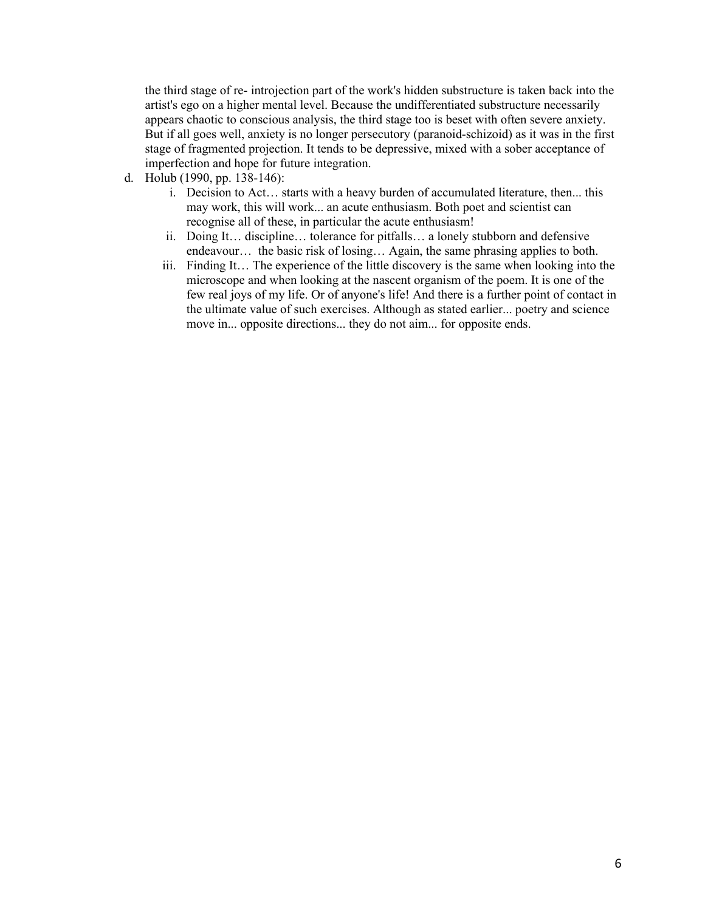the third stage of re- introjection part of the work's hidden substructure is taken back into the artist's ego on a higher mental level. Because the undifferentiated substructure necessarily appears chaotic to conscious analysis, the third stage too is beset with often severe anxiety. But if all goes well, anxiety is no longer persecutory (paranoid-schizoid) as it was in the first stage of fragmented projection. It tends to be depressive, mixed with a sober acceptance of imperfection and hope for future integration.

d. Holub (1990, pp. 138-146):
   i. Decision to Act… starts with a heavy burden of accumulated literature, then... this may work, this will work... an acute enthusiasm. Both poet and scientist can recognise all of these, in particular the acute enthusiasm!
   ii. Doing It… discipline… tolerance for pitfalls… a lonely stubborn and defensive endeavour… the basic risk of losing… Again, the same phrasing applies to both.
   iii. Finding It… The experience of the little discovery is the same when looking into the microscope and when looking at the nascent organism of the poem. It is one of the few real joys of my life. Or of anyone's life! And there is a further point of contact in the ultimate value of such exercises. Although as stated earlier... poetry and science move in... opposite directions... they do not aim... for opposite ends.